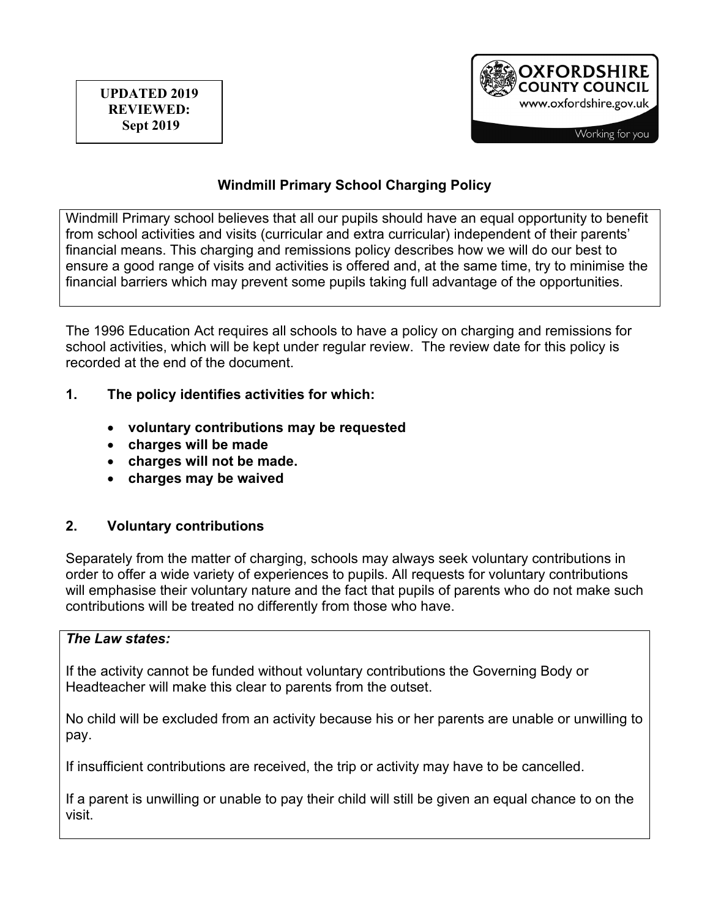**UPDATED 2019**
**REVIEWED:**
**Sept 2019**

OXFORDSHIRE COUNTY COUNCIL
www.oxfordshire.gov.uk
Working for you

# Windmill Primary School Charging Policy

Windmill Primary school believes that all our pupils should have an equal opportunity to benefit from school activities and visits (curricular and extra curricular) independent of their parents' financial means. This charging and remissions policy describes how we will do our best to ensure a good range of visits and activities is offered and, at the same time, try to minimise the financial barriers which may prevent some pupils taking full advantage of the opportunities.

The 1996 Education Act requires all schools to have a policy on charging and remissions for school activities, which will be kept under regular review. The review date for this policy is recorded at the end of the document.

## 1. The policy identifies activities for which:

- **voluntary contributions may be requested**
- **charges will be made**
- **charges will not be made.**
- **charges may be waived**

## 2. Voluntary contributions

Separately from the matter of charging, schools may always seek voluntary contributions in order to offer a wide variety of experiences to pupils. All requests for voluntary contributions will emphasise their voluntary nature and the fact that pupils of parents who do not make such contributions will be treated no differently from those who have.

***The Law states:***

If the activity cannot be funded without voluntary contributions the Governing Body or Headteacher will make this clear to parents from the outset.

No child will be excluded from an activity because his or her parents are unable or unwilling to pay.

If insufficient contributions are received, the trip or activity may have to be cancelled.

If a parent is unwilling or unable to pay their child will still be given an equal chance to on the visit.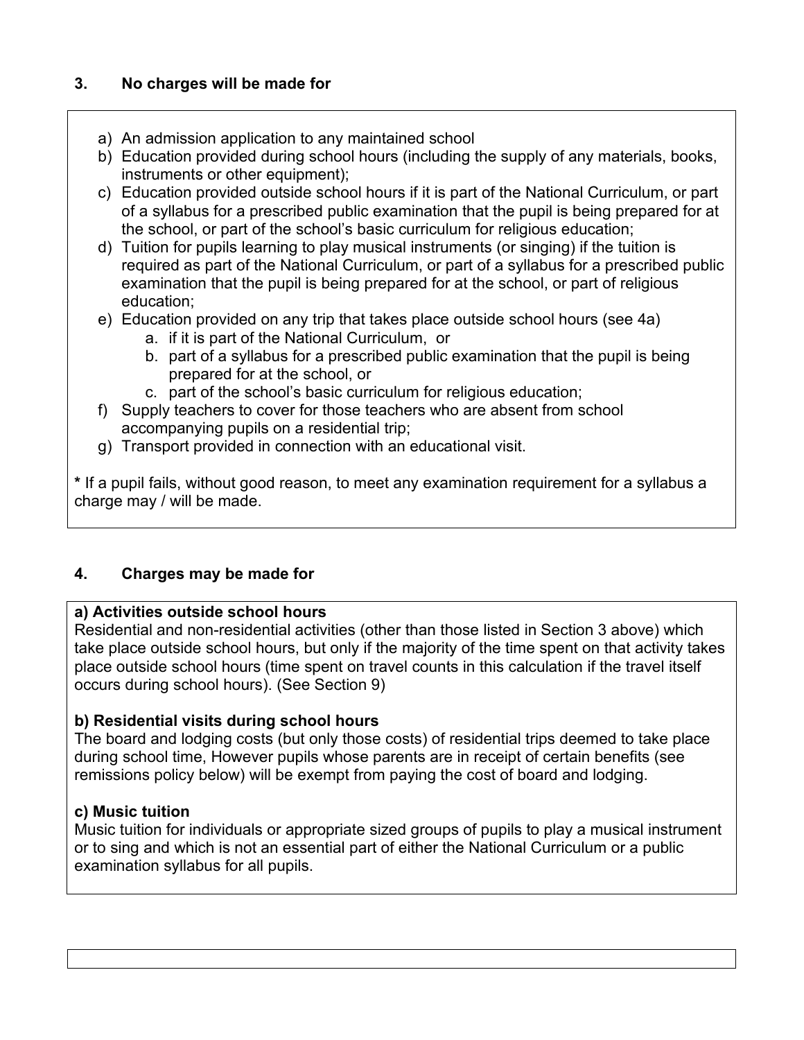## 3. No charges will be made for

a) An admission application to any maintained school
b) Education provided during school hours (including the supply of any materials, books, instruments or other equipment);
c) Education provided outside school hours if it is part of the National Curriculum, or part of a syllabus for a prescribed public examination that the pupil is being prepared for at the school, or part of the school's basic curriculum for religious education;
d) Tuition for pupils learning to play musical instruments (or singing) if the tuition is required as part of the National Curriculum, or part of a syllabus for a prescribed public examination that the pupil is being prepared for at the school, or part of religious education;
e) Education provided on any trip that takes place outside school hours (see 4a)
    a. if it is part of the National Curriculum, or
    b. part of a syllabus for a prescribed public examination that the pupil is being prepared for at the school, or
    c. part of the school's basic curriculum for religious education;
f) Supply teachers to cover for those teachers who are absent from school accompanying pupils on a residential trip;
g) Transport provided in connection with an educational visit.

**\*** If a pupil fails, without good reason, to meet any examination requirement for a syllabus a charge may / will be made.

## 4. Charges may be made for

**a) Activities outside school hours**
Residential and non-residential activities (other than those listed in Section 3 above) which take place outside school hours, but only if the majority of the time spent on that activity takes place outside school hours (time spent on travel counts in this calculation if the travel itself occurs during school hours). (See Section 9)

**b) Residential visits during school hours**
The board and lodging costs (but only those costs) of residential trips deemed to take place during school time, However pupils whose parents are in receipt of certain benefits (see remissions policy below) will be exempt from paying the cost of board and lodging.

**c) Music tuition**
Music tuition for individuals or appropriate sized groups of pupils to play a musical instrument or to sing and which is not an essential part of either the National Curriculum or a public examination syllabus for all pupils.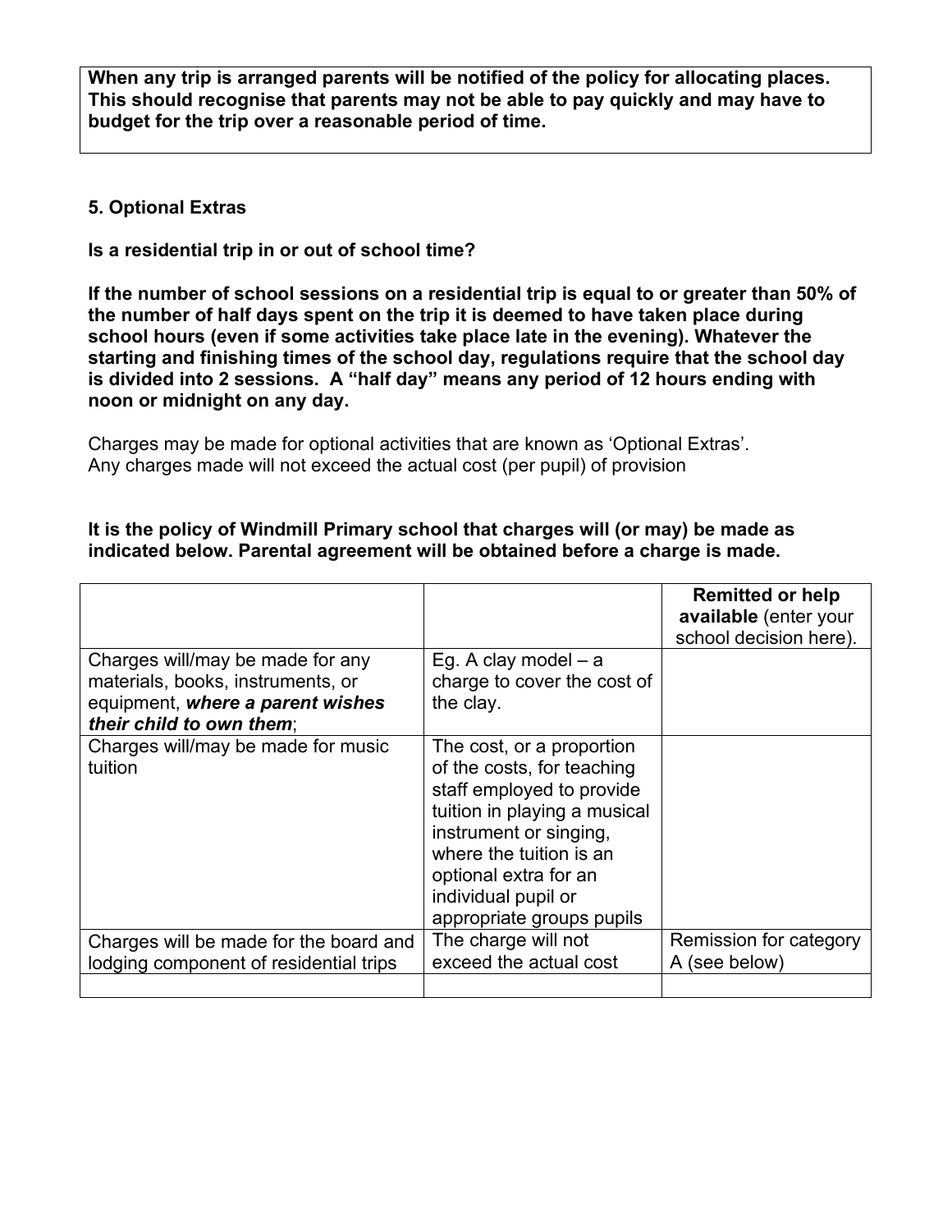**When any trip is arranged parents will be notified of the policy for allocating places. This should recognise that parents may not be able to pay quickly and may have to budget for the trip over a reasonable period of time.**

### 5. Optional Extras

**Is a residential trip in or out of school time?**

**If the number of school sessions on a residential trip is equal to or greater than 50% of the number of half days spent on the trip it is deemed to have taken place during school hours (even if some activities take place late in the evening). Whatever the starting and finishing times of the school day, regulations require that the school day is divided into 2 sessions. A "half day" means any period of 12 hours ending with noon or midnight on any day.**

Charges may be made for optional activities that are known as 'Optional Extras'.
Any charges made will not exceed the actual cost (per pupil) of provision

**It is the policy of Windmill Primary school that charges will (or may) be made as indicated below. Parental agreement will be obtained before a charge is made.**

| | | **Remitted or help available** (enter your school decision here). |
|---|---|---|
| Charges will/may be made for any materials, books, instruments, or equipment, ***where a parent wishes their child to own them***; | Eg. A clay model – a charge to cover the cost of the clay. | |
| Charges will/may be made for music tuition | The cost, or a proportion of the costs, for teaching staff employed to provide tuition in playing a musical instrument or singing, where the tuition is an optional extra for an individual pupil or appropriate groups pupils | |
| Charges will be made for the board and lodging component of residential trips | The charge will not exceed the actual cost | Remission for category A (see below) |
| | | |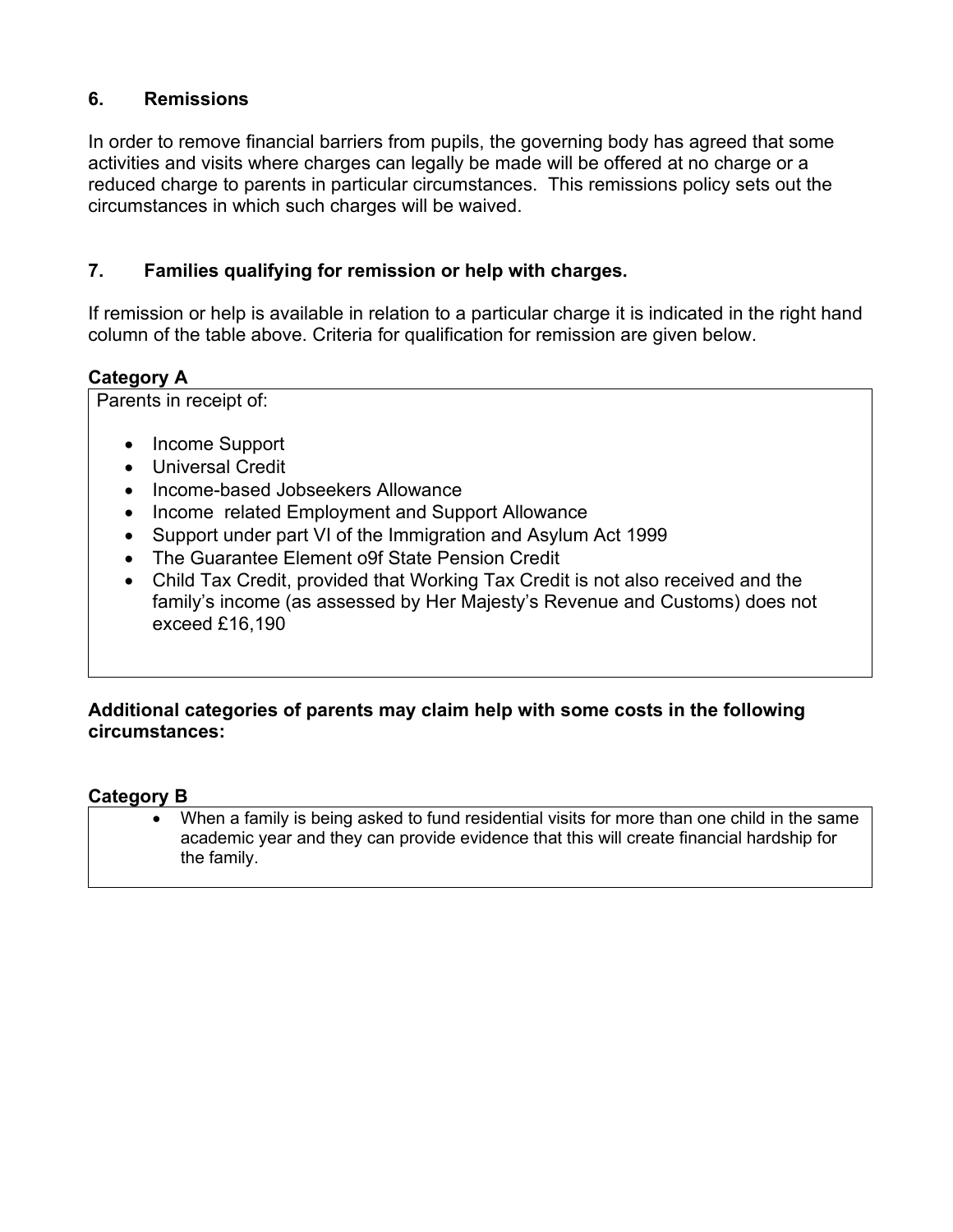## 6. Remissions

In order to remove financial barriers from pupils, the governing body has agreed that some activities and visits where charges can legally be made will be offered at no charge or a reduced charge to parents in particular circumstances. This remissions policy sets out the circumstances in which such charges will be waived.

## 7. Families qualifying for remission or help with charges.

If remission or help is available in relation to a particular charge it is indicated in the right hand column of the table above. Criteria for qualification for remission are given below.

**Category A**

Parents in receipt of:

- Income Support
- Universal Credit
- Income-based Jobseekers Allowance
- Income related Employment and Support Allowance
- Support under part VI of the Immigration and Asylum Act 1999
- The Guarantee Element o9f State Pension Credit
- Child Tax Credit, provided that Working Tax Credit is not also received and the family's income (as assessed by Her Majesty's Revenue and Customs) does not exceed £16,190

**Additional categories of parents may claim help with some costs in the following circumstances:**

**Category B**

- When a family is being asked to fund residential visits for more than one child in the same academic year and they can provide evidence that this will create financial hardship for the family.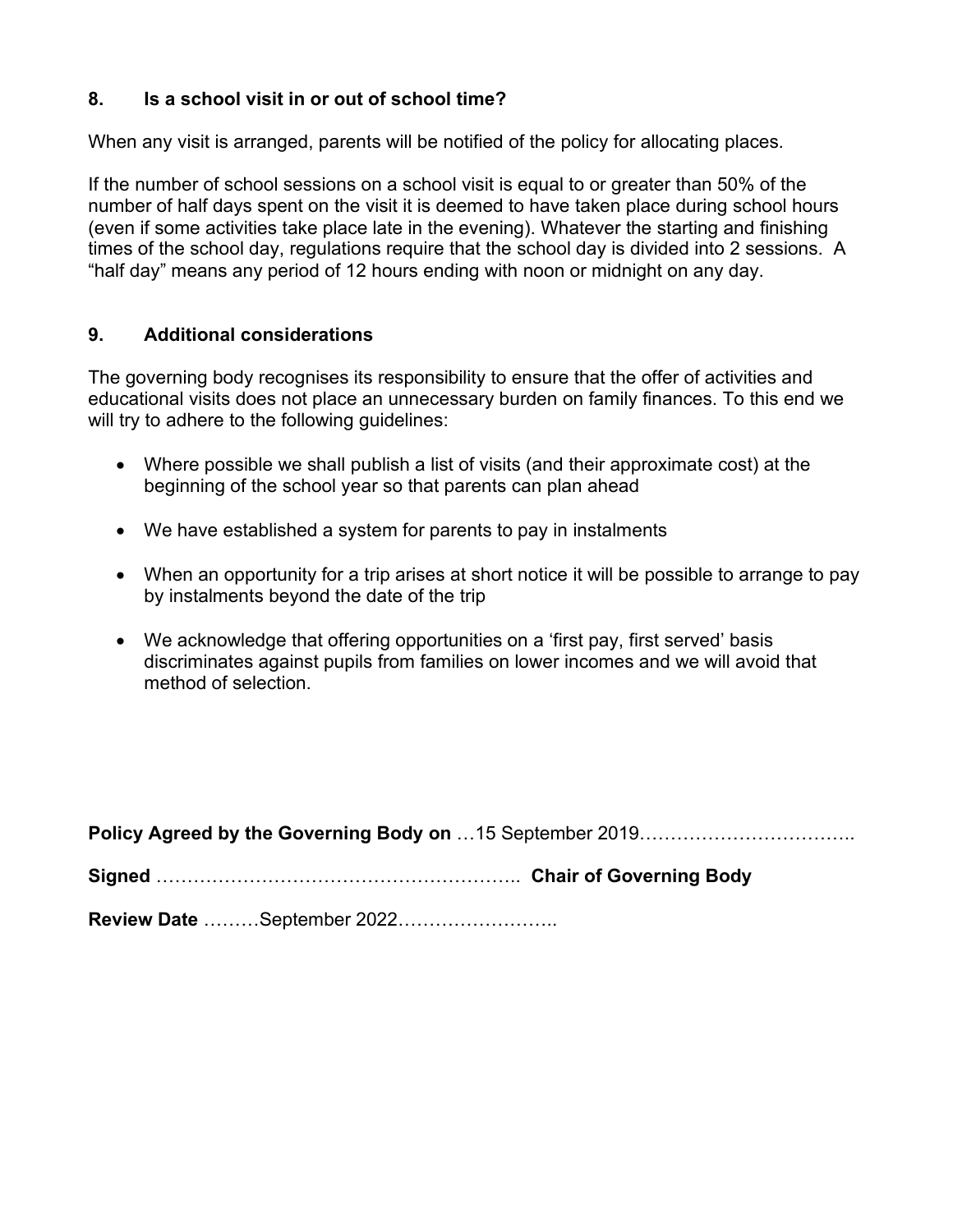## 8. Is a school visit in or out of school time?

When any visit is arranged, parents will be notified of the policy for allocating places.

If the number of school sessions on a school visit is equal to or greater than 50% of the number of half days spent on the visit it is deemed to have taken place during school hours (even if some activities take place late in the evening). Whatever the starting and finishing times of the school day, regulations require that the school day is divided into 2 sessions. A "half day" means any period of 12 hours ending with noon or midnight on any day.

## 9. Additional considerations

The governing body recognises its responsibility to ensure that the offer of activities and educational visits does not place an unnecessary burden on family finances. To this end we will try to adhere to the following guidelines:

- Where possible we shall publish a list of visits (and their approximate cost) at the beginning of the school year so that parents can plan ahead
- We have established a system for parents to pay in instalments
- When an opportunity for a trip arises at short notice it will be possible to arrange to pay by instalments beyond the date of the trip
- We acknowledge that offering opportunities on a 'first pay, first served' basis discriminates against pupils from families on lower incomes and we will avoid that method of selection.

**Policy Agreed by the Governing Body on** …15 September 2019……………………………..

**Signed** ………………………………………………….. **Chair of Governing Body**

**Review Date** ………September 2022……………………..